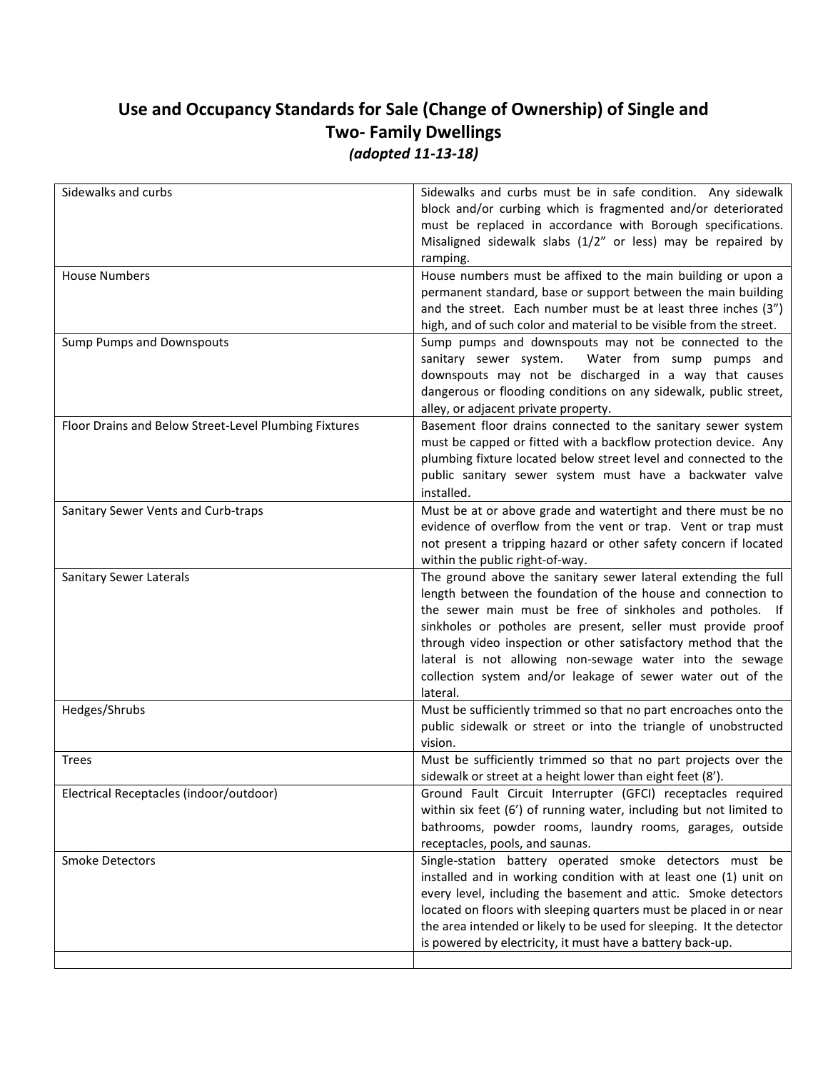# Use and Occupancy Standards for Sale (Change of Ownership) of Single and Two- Family Dwellings

*(adopted 11-13-18)*

| | |
|---|---|
| Sidewalks and curbs | Sidewalks and curbs must be in safe condition. Any sidewalk block and/or curbing which is fragmented and/or deteriorated must be replaced in accordance with Borough specifications. Misaligned sidewalk slabs (1/2" or less) may be repaired by ramping. |
| House Numbers | House numbers must be affixed to the main building or upon a permanent standard, base or support between the main building and the street. Each number must be at least three inches (3") high, and of such color and material to be visible from the street. |
| Sump Pumps and Downspouts | Sump pumps and downspouts may not be connected to the sanitary sewer system. Water from sump pumps and downspouts may not be discharged in a way that causes dangerous or flooding conditions on any sidewalk, public street, alley, or adjacent private property. |
| Floor Drains and Below Street-Level Plumbing Fixtures | Basement floor drains connected to the sanitary sewer system must be capped or fitted with a backflow protection device. Any plumbing fixture located below street level and connected to the public sanitary sewer system must have a backwater valve installed. |
| Sanitary Sewer Vents and Curb-traps | Must be at or above grade and watertight and there must be no evidence of overflow from the vent or trap. Vent or trap must not present a tripping hazard or other safety concern if located within the public right-of-way. |
| Sanitary Sewer Laterals | The ground above the sanitary sewer lateral extending the full length between the foundation of the house and connection to the sewer main must be free of sinkholes and potholes. If sinkholes or potholes are present, seller must provide proof through video inspection or other satisfactory method that the lateral is not allowing non-sewage water into the sewage collection system and/or leakage of sewer water out of the lateral. |
| Hedges/Shrubs | Must be sufficiently trimmed so that no part encroaches onto the public sidewalk or street or into the triangle of unobstructed vision. |
| Trees | Must be sufficiently trimmed so that no part projects over the sidewalk or street at a height lower than eight feet (8'). |
| Electrical Receptacles (indoor/outdoor) | Ground Fault Circuit Interrupter (GFCI) receptacles required within six feet (6') of running water, including but not limited to bathrooms, powder rooms, laundry rooms, garages, outside receptacles, pools, and saunas. |
| Smoke Detectors | Single-station battery operated smoke detectors must be installed and in working condition with at least one (1) unit on every level, including the basement and attic. Smoke detectors located on floors with sleeping quarters must be placed in or near the area intended or likely to be used for sleeping. It the detector is powered by electricity, it must have a battery back-up. |
| | |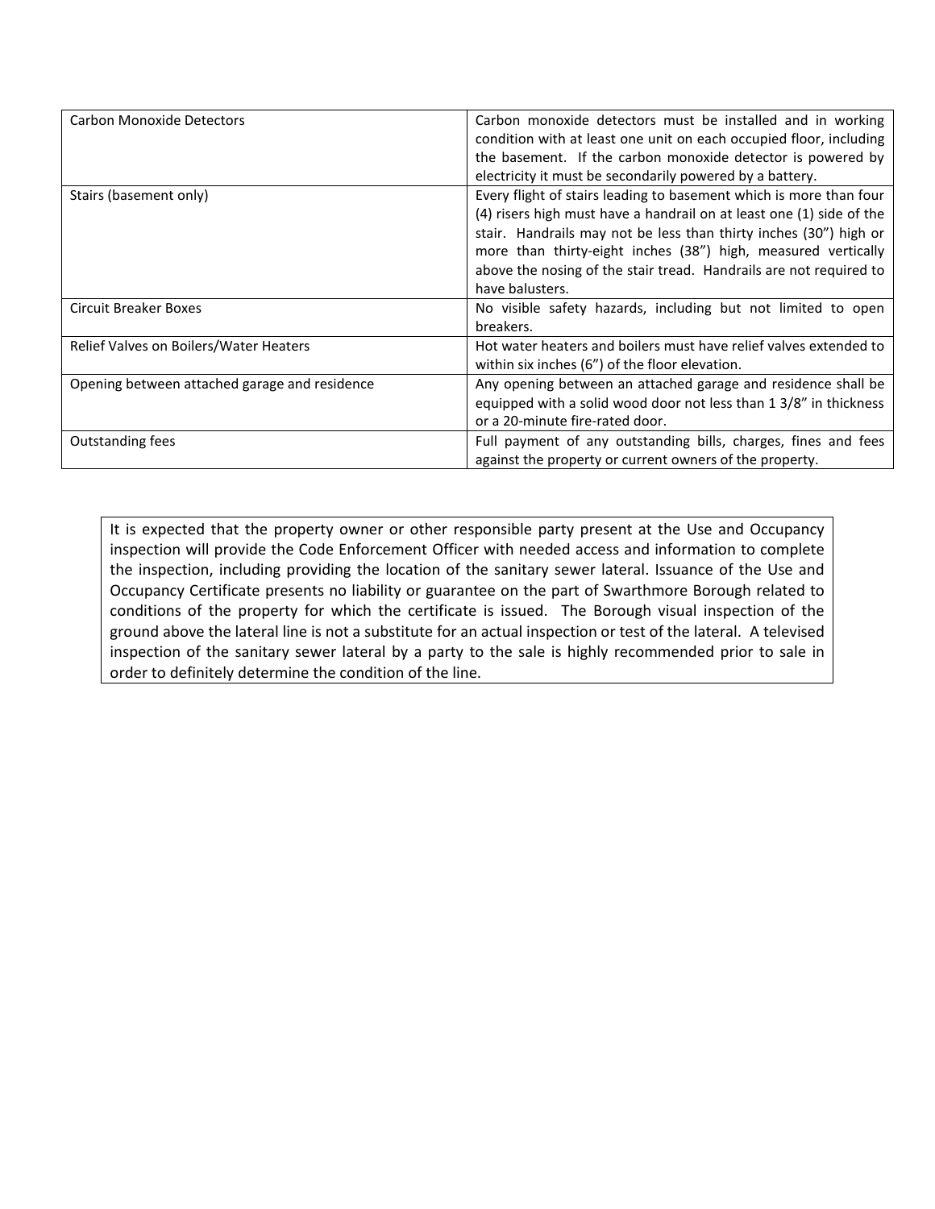| | |
|---|---|
| Carbon Monoxide Detectors | Carbon monoxide detectors must be installed and in working condition with at least one unit on each occupied floor, including the basement. If the carbon monoxide detector is powered by electricity it must be secondarily powered by a battery. |
| Stairs (basement only) | Every flight of stairs leading to basement which is more than four (4) risers high must have a handrail on at least one (1) side of the stair. Handrails may not be less than thirty inches (30") high or more than thirty-eight inches (38") high, measured vertically above the nosing of the stair tread. Handrails are not required to have balusters. |
| Circuit Breaker Boxes | No visible safety hazards, including but not limited to open breakers. |
| Relief Valves on Boilers/Water Heaters | Hot water heaters and boilers must have relief valves extended to within six inches (6") of the floor elevation. |
| Opening between attached garage and residence | Any opening between an attached garage and residence shall be equipped with a solid wood door not less than 1 3/8" in thickness or a 20-minute fire-rated door. |
| Outstanding fees | Full payment of any outstanding bills, charges, fines and fees against the property or current owners of the property. |

It is expected that the property owner or other responsible party present at the Use and Occupancy inspection will provide the Code Enforcement Officer with needed access and information to complete the inspection, including providing the location of the sanitary sewer lateral. Issuance of the Use and Occupancy Certificate presents no liability or guarantee on the part of Swarthmore Borough related to conditions of the property for which the certificate is issued. The Borough visual inspection of the ground above the lateral line is not a substitute for an actual inspection or test of the lateral. A televised inspection of the sanitary sewer lateral by a party to the sale is highly recommended prior to sale in order to definitely determine the condition of the line.